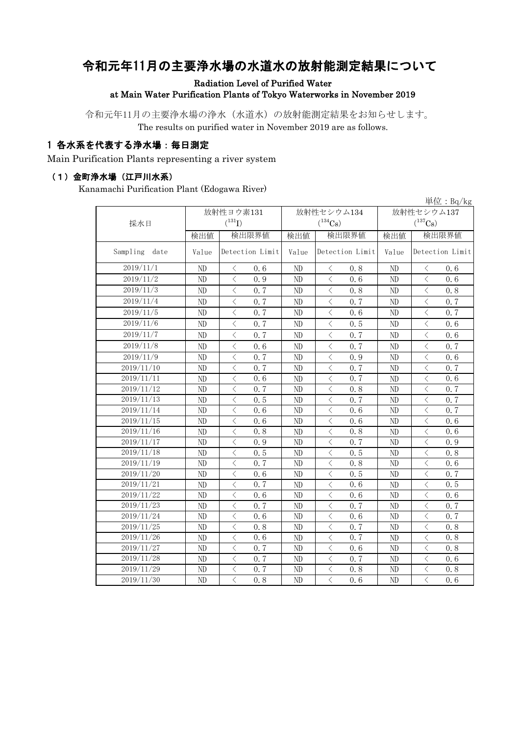# 令和元年11月の主要浄水場の水道水の放射能測定結果について

**Radiation Level of Purified Water at Main Water Purification Plants of Tokyo Waterworks in November 2019**

令和元年11月の主要浄水場の浄水（水道水）の放射能測定結果をお知らせします。
The results on purified water in November 2019 are as follows.

## 1 各水系を代表する浄水場：毎日測定

Main Purification Plants representing a river system

### （1）金町浄水場（江戸川水系）

Kanamachi Purification Plant (Edogawa River)

単位：Bq/kg

| 採水日 | 放射性ヨウ素131 ($^{131}I$) | | 放射性セシウム134 ($^{134}Cs$) | | 放射性セシウム137 ($^{137}Cs$) | |
|---|---|---|---|---|---|---|
| | 検出値 | 検出限界値 | 検出値 | 検出限界値 | 検出値 | 検出限界値 |
| Sampling date | Value | Detection Limit | Value | Detection Limit | Value | Detection Limit |
| 2019/11/1 | ND | ＜ 0.6 | ND | ＜ 0.8 | ND | ＜ 0.6 |
| 2019/11/2 | ND | ＜ 0.9 | ND | ＜ 0.6 | ND | ＜ 0.6 |
| 2019/11/3 | ND | ＜ 0.7 | ND | ＜ 0.8 | ND | ＜ 0.8 |
| 2019/11/4 | ND | ＜ 0.7 | ND | ＜ 0.7 | ND | ＜ 0.7 |
| 2019/11/5 | ND | ＜ 0.7 | ND | ＜ 0.6 | ND | ＜ 0.7 |
| 2019/11/6 | ND | ＜ 0.7 | ND | ＜ 0.5 | ND | ＜ 0.6 |
| 2019/11/7 | ND | ＜ 0.7 | ND | ＜ 0.7 | ND | ＜ 0.6 |
| 2019/11/8 | ND | ＜ 0.6 | ND | ＜ 0.7 | ND | ＜ 0.7 |
| 2019/11/9 | ND | ＜ 0.7 | ND | ＜ 0.9 | ND | ＜ 0.6 |
| 2019/11/10 | ND | ＜ 0.7 | ND | ＜ 0.7 | ND | ＜ 0.7 |
| 2019/11/11 | ND | ＜ 0.6 | ND | ＜ 0.7 | ND | ＜ 0.6 |
| 2019/11/12 | ND | ＜ 0.7 | ND | ＜ 0.8 | ND | ＜ 0.7 |
| 2019/11/13 | ND | ＜ 0.5 | ND | ＜ 0.7 | ND | ＜ 0.7 |
| 2019/11/14 | ND | ＜ 0.6 | ND | ＜ 0.6 | ND | ＜ 0.7 |
| 2019/11/15 | ND | ＜ 0.6 | ND | ＜ 0.6 | ND | ＜ 0.6 |
| 2019/11/16 | ND | ＜ 0.8 | ND | ＜ 0.8 | ND | ＜ 0.6 |
| 2019/11/17 | ND | ＜ 0.9 | ND | ＜ 0.7 | ND | ＜ 0.9 |
| 2019/11/18 | ND | ＜ 0.5 | ND | ＜ 0.5 | ND | ＜ 0.8 |
| 2019/11/19 | ND | ＜ 0.7 | ND | ＜ 0.8 | ND | ＜ 0.6 |
| 2019/11/20 | ND | ＜ 0.6 | ND | ＜ 0.5 | ND | ＜ 0.7 |
| 2019/11/21 | ND | ＜ 0.7 | ND | ＜ 0.6 | ND | ＜ 0.5 |
| 2019/11/22 | ND | ＜ 0.6 | ND | ＜ 0.6 | ND | ＜ 0.6 |
| 2019/11/23 | ND | ＜ 0.7 | ND | ＜ 0.7 | ND | ＜ 0.7 |
| 2019/11/24 | ND | ＜ 0.6 | ND | ＜ 0.6 | ND | ＜ 0.7 |
| 2019/11/25 | ND | ＜ 0.8 | ND | ＜ 0.7 | ND | ＜ 0.8 |
| 2019/11/26 | ND | ＜ 0.6 | ND | ＜ 0.7 | ND | ＜ 0.8 |
| 2019/11/27 | ND | ＜ 0.7 | ND | ＜ 0.6 | ND | ＜ 0.8 |
| 2019/11/28 | ND | ＜ 0.7 | ND | ＜ 0.7 | ND | ＜ 0.6 |
| 2019/11/29 | ND | ＜ 0.7 | ND | ＜ 0.8 | ND | ＜ 0.8 |
| 2019/11/30 | ND | ＜ 0.8 | ND | ＜ 0.6 | ND | ＜ 0.6 |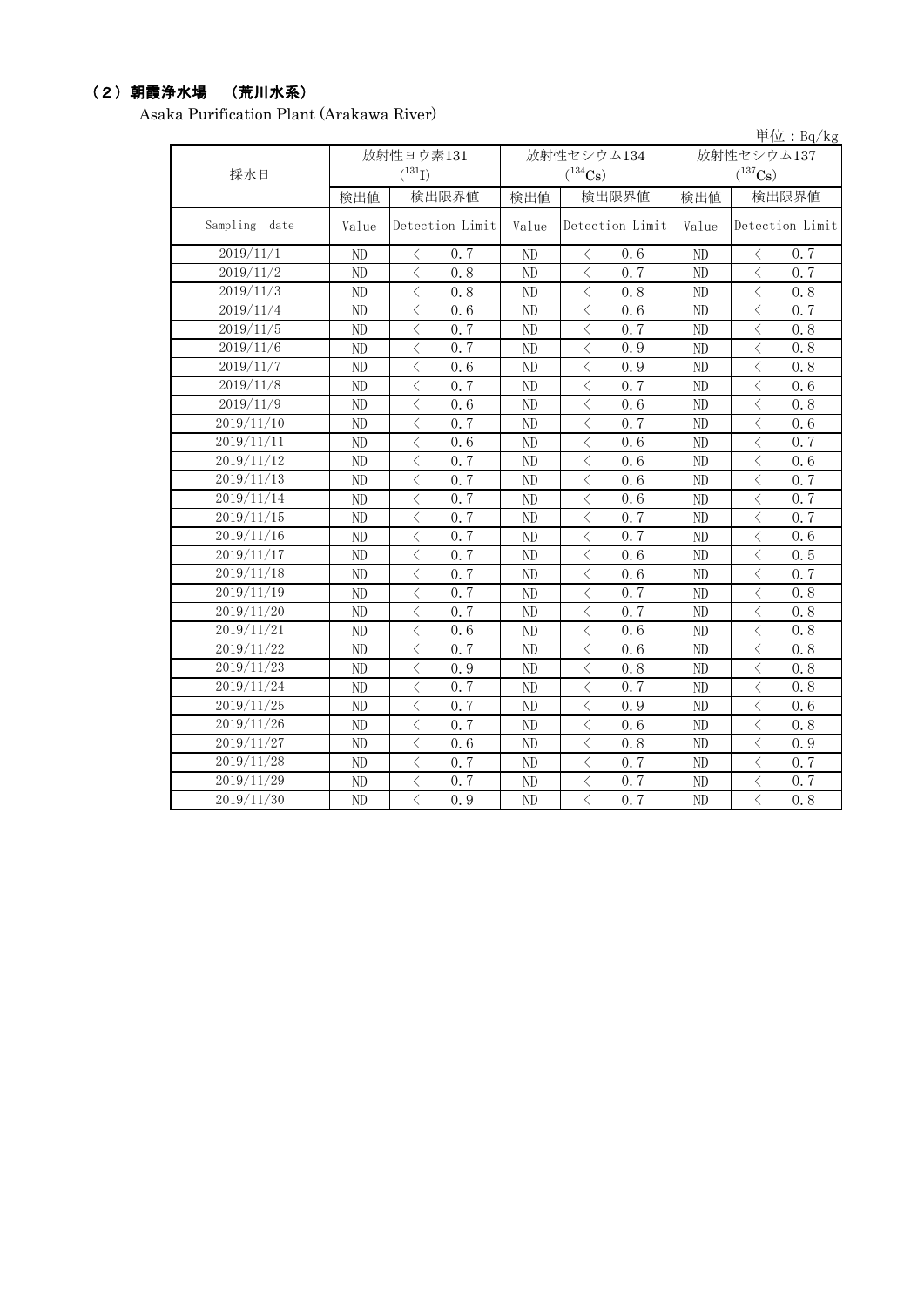## （2）朝霞浄水場　（荒川水系）

Asaka Purification Plant (Arakawa River)

単位：Bq/kg

| 採水日 | 放射性ヨウ素131 ($^{131}$I) | | 放射性セシウム134 ($^{134}$Cs) | | 放射性セシウム137 ($^{137}$Cs) | |
|---|---|---|---|---|---|---|
| | 検出値 | 検出限界値 | 検出値 | 検出限界値 | 検出値 | 検出限界値 |
| Sampling date | Value | Detection Limit | Value | Detection Limit | Value | Detection Limit |
| 2019/11/1 | ND | ＜ 0.7 | ND | ＜ 0.6 | ND | ＜ 0.7 |
| 2019/11/2 | ND | ＜ 0.8 | ND | ＜ 0.7 | ND | ＜ 0.7 |
| 2019/11/3 | ND | ＜ 0.8 | ND | ＜ 0.8 | ND | ＜ 0.8 |
| 2019/11/4 | ND | ＜ 0.6 | ND | ＜ 0.6 | ND | ＜ 0.7 |
| 2019/11/5 | ND | ＜ 0.7 | ND | ＜ 0.7 | ND | ＜ 0.8 |
| 2019/11/6 | ND | ＜ 0.7 | ND | ＜ 0.9 | ND | ＜ 0.8 |
| 2019/11/7 | ND | ＜ 0.6 | ND | ＜ 0.9 | ND | ＜ 0.8 |
| 2019/11/8 | ND | ＜ 0.7 | ND | ＜ 0.7 | ND | ＜ 0.6 |
| 2019/11/9 | ND | ＜ 0.6 | ND | ＜ 0.6 | ND | ＜ 0.8 |
| 2019/11/10 | ND | ＜ 0.7 | ND | ＜ 0.7 | ND | ＜ 0.6 |
| 2019/11/11 | ND | ＜ 0.6 | ND | ＜ 0.6 | ND | ＜ 0.7 |
| 2019/11/12 | ND | ＜ 0.7 | ND | ＜ 0.6 | ND | ＜ 0.6 |
| 2019/11/13 | ND | ＜ 0.7 | ND | ＜ 0.6 | ND | ＜ 0.7 |
| 2019/11/14 | ND | ＜ 0.7 | ND | ＜ 0.6 | ND | ＜ 0.7 |
| 2019/11/15 | ND | ＜ 0.7 | ND | ＜ 0.7 | ND | ＜ 0.7 |
| 2019/11/16 | ND | ＜ 0.7 | ND | ＜ 0.7 | ND | ＜ 0.6 |
| 2019/11/17 | ND | ＜ 0.7 | ND | ＜ 0.6 | ND | ＜ 0.5 |
| 2019/11/18 | ND | ＜ 0.7 | ND | ＜ 0.6 | ND | ＜ 0.7 |
| 2019/11/19 | ND | ＜ 0.7 | ND | ＜ 0.7 | ND | ＜ 0.8 |
| 2019/11/20 | ND | ＜ 0.7 | ND | ＜ 0.7 | ND | ＜ 0.8 |
| 2019/11/21 | ND | ＜ 0.6 | ND | ＜ 0.6 | ND | ＜ 0.8 |
| 2019/11/22 | ND | ＜ 0.7 | ND | ＜ 0.6 | ND | ＜ 0.8 |
| 2019/11/23 | ND | ＜ 0.9 | ND | ＜ 0.8 | ND | ＜ 0.8 |
| 2019/11/24 | ND | ＜ 0.7 | ND | ＜ 0.7 | ND | ＜ 0.8 |
| 2019/11/25 | ND | ＜ 0.7 | ND | ＜ 0.9 | ND | ＜ 0.6 |
| 2019/11/26 | ND | ＜ 0.7 | ND | ＜ 0.6 | ND | ＜ 0.8 |
| 2019/11/27 | ND | ＜ 0.6 | ND | ＜ 0.8 | ND | ＜ 0.9 |
| 2019/11/28 | ND | ＜ 0.7 | ND | ＜ 0.7 | ND | ＜ 0.7 |
| 2019/11/29 | ND | ＜ 0.7 | ND | ＜ 0.7 | ND | ＜ 0.7 |
| 2019/11/30 | ND | ＜ 0.9 | ND | ＜ 0.7 | ND | ＜ 0.8 |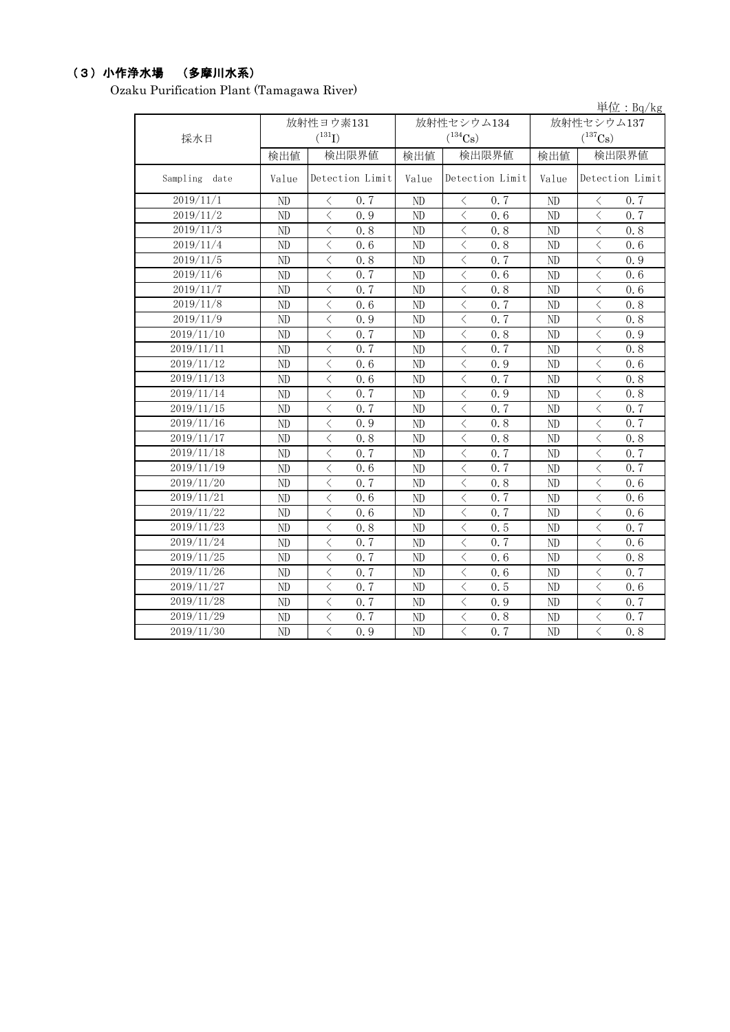## （3）小作浄水場　（多摩川水系）

Ozaku Purification Plant (Tamagawa River)

単位：Bq/kg

| 採水日 | 放射性ヨウ素131 ($^{131}I$) | | 放射性セシウム134 ($^{134}Cs$) | | 放射性セシウム137 ($^{137}Cs$) | |
|---|---|---|---|---|---|---|
| | 検出値 | 検出限界値 | 検出値 | 検出限界値 | 検出値 | 検出限界値 |
| Sampling date | Value | Detection Limit | Value | Detection Limit | Value | Detection Limit |
| 2019/11/1 | ND | ＜ 0.7 | ND | ＜ 0.7 | ND | ＜ 0.7 |
| 2019/11/2 | ND | ＜ 0.9 | ND | ＜ 0.6 | ND | ＜ 0.7 |
| 2019/11/3 | ND | ＜ 0.8 | ND | ＜ 0.8 | ND | ＜ 0.8 |
| 2019/11/4 | ND | ＜ 0.6 | ND | ＜ 0.8 | ND | ＜ 0.6 |
| 2019/11/5 | ND | ＜ 0.8 | ND | ＜ 0.7 | ND | ＜ 0.9 |
| 2019/11/6 | ND | ＜ 0.7 | ND | ＜ 0.6 | ND | ＜ 0.6 |
| 2019/11/7 | ND | ＜ 0.7 | ND | ＜ 0.8 | ND | ＜ 0.6 |
| 2019/11/8 | ND | ＜ 0.6 | ND | ＜ 0.7 | ND | ＜ 0.8 |
| 2019/11/9 | ND | ＜ 0.9 | ND | ＜ 0.7 | ND | ＜ 0.8 |
| 2019/11/10 | ND | ＜ 0.7 | ND | ＜ 0.8 | ND | ＜ 0.9 |
| 2019/11/11 | ND | ＜ 0.7 | ND | ＜ 0.7 | ND | ＜ 0.8 |
| 2019/11/12 | ND | ＜ 0.6 | ND | ＜ 0.9 | ND | ＜ 0.6 |
| 2019/11/13 | ND | ＜ 0.6 | ND | ＜ 0.7 | ND | ＜ 0.8 |
| 2019/11/14 | ND | ＜ 0.7 | ND | ＜ 0.9 | ND | ＜ 0.8 |
| 2019/11/15 | ND | ＜ 0.7 | ND | ＜ 0.7 | ND | ＜ 0.7 |
| 2019/11/16 | ND | ＜ 0.9 | ND | ＜ 0.8 | ND | ＜ 0.7 |
| 2019/11/17 | ND | ＜ 0.8 | ND | ＜ 0.8 | ND | ＜ 0.8 |
| 2019/11/18 | ND | ＜ 0.7 | ND | ＜ 0.7 | ND | ＜ 0.7 |
| 2019/11/19 | ND | ＜ 0.6 | ND | ＜ 0.7 | ND | ＜ 0.7 |
| 2019/11/20 | ND | ＜ 0.7 | ND | ＜ 0.8 | ND | ＜ 0.6 |
| 2019/11/21 | ND | ＜ 0.6 | ND | ＜ 0.7 | ND | ＜ 0.6 |
| 2019/11/22 | ND | ＜ 0.6 | ND | ＜ 0.7 | ND | ＜ 0.6 |
| 2019/11/23 | ND | ＜ 0.8 | ND | ＜ 0.5 | ND | ＜ 0.7 |
| 2019/11/24 | ND | ＜ 0.7 | ND | ＜ 0.7 | ND | ＜ 0.6 |
| 2019/11/25 | ND | ＜ 0.7 | ND | ＜ 0.6 | ND | ＜ 0.8 |
| 2019/11/26 | ND | ＜ 0.7 | ND | ＜ 0.6 | ND | ＜ 0.7 |
| 2019/11/27 | ND | ＜ 0.7 | ND | ＜ 0.5 | ND | ＜ 0.6 |
| 2019/11/28 | ND | ＜ 0.7 | ND | ＜ 0.9 | ND | ＜ 0.7 |
| 2019/11/29 | ND | ＜ 0.7 | ND | ＜ 0.8 | ND | ＜ 0.7 |
| 2019/11/30 | ND | ＜ 0.9 | ND | ＜ 0.7 | ND | ＜ 0.8 |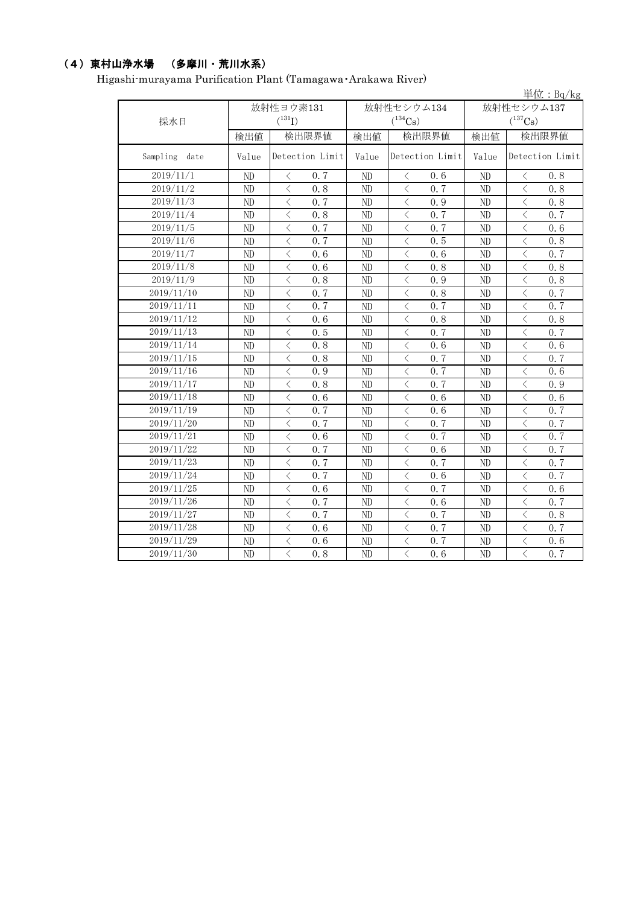## （4）東村山浄水場　（多摩川・荒川水系）

Higashi-murayama Purification Plant (Tamagawa･Arakawa River)

単位：Bq/kg

| 採水日 | 放射性ヨウ素131 ($^{131}$I) | | 放射性セシウム134 ($^{134}$Cs) | | 放射性セシウム137 ($^{137}$Cs) | |
|---|---|---|---|---|---|---|
| | 検出値 | 検出限界値 | 検出値 | 検出限界値 | 検出値 | 検出限界値 |
| Sampling date | Value | Detection Limit | Value | Detection Limit | Value | Detection Limit |
| 2019/11/1 | ND | ＜ 0.7 | ND | ＜ 0.6 | ND | ＜ 0.8 |
| 2019/11/2 | ND | ＜ 0.8 | ND | ＜ 0.7 | ND | ＜ 0.8 |
| 2019/11/3 | ND | ＜ 0.7 | ND | ＜ 0.9 | ND | ＜ 0.8 |
| 2019/11/4 | ND | ＜ 0.8 | ND | ＜ 0.7 | ND | ＜ 0.7 |
| 2019/11/5 | ND | ＜ 0.7 | ND | ＜ 0.7 | ND | ＜ 0.6 |
| 2019/11/6 | ND | ＜ 0.7 | ND | ＜ 0.5 | ND | ＜ 0.8 |
| 2019/11/7 | ND | ＜ 0.6 | ND | ＜ 0.6 | ND | ＜ 0.7 |
| 2019/11/8 | ND | ＜ 0.6 | ND | ＜ 0.8 | ND | ＜ 0.8 |
| 2019/11/9 | ND | ＜ 0.8 | ND | ＜ 0.9 | ND | ＜ 0.8 |
| 2019/11/10 | ND | ＜ 0.7 | ND | ＜ 0.8 | ND | ＜ 0.7 |
| 2019/11/11 | ND | ＜ 0.7 | ND | ＜ 0.7 | ND | ＜ 0.7 |
| 2019/11/12 | ND | ＜ 0.6 | ND | ＜ 0.8 | ND | ＜ 0.8 |
| 2019/11/13 | ND | ＜ 0.5 | ND | ＜ 0.7 | ND | ＜ 0.7 |
| 2019/11/14 | ND | ＜ 0.8 | ND | ＜ 0.6 | ND | ＜ 0.6 |
| 2019/11/15 | ND | ＜ 0.8 | ND | ＜ 0.7 | ND | ＜ 0.7 |
| 2019/11/16 | ND | ＜ 0.9 | ND | ＜ 0.7 | ND | ＜ 0.6 |
| 2019/11/17 | ND | ＜ 0.8 | ND | ＜ 0.7 | ND | ＜ 0.9 |
| 2019/11/18 | ND | ＜ 0.6 | ND | ＜ 0.6 | ND | ＜ 0.6 |
| 2019/11/19 | ND | ＜ 0.7 | ND | ＜ 0.6 | ND | ＜ 0.7 |
| 2019/11/20 | ND | ＜ 0.7 | ND | ＜ 0.7 | ND | ＜ 0.7 |
| 2019/11/21 | ND | ＜ 0.6 | ND | ＜ 0.7 | ND | ＜ 0.7 |
| 2019/11/22 | ND | ＜ 0.7 | ND | ＜ 0.6 | ND | ＜ 0.7 |
| 2019/11/23 | ND | ＜ 0.7 | ND | ＜ 0.7 | ND | ＜ 0.7 |
| 2019/11/24 | ND | ＜ 0.7 | ND | ＜ 0.6 | ND | ＜ 0.7 |
| 2019/11/25 | ND | ＜ 0.6 | ND | ＜ 0.7 | ND | ＜ 0.6 |
| 2019/11/26 | ND | ＜ 0.7 | ND | ＜ 0.6 | ND | ＜ 0.7 |
| 2019/11/27 | ND | ＜ 0.7 | ND | ＜ 0.7 | ND | ＜ 0.8 |
| 2019/11/28 | ND | ＜ 0.6 | ND | ＜ 0.7 | ND | ＜ 0.7 |
| 2019/11/29 | ND | ＜ 0.6 | ND | ＜ 0.7 | ND | ＜ 0.6 |
| 2019/11/30 | ND | ＜ 0.8 | ND | ＜ 0.6 | ND | ＜ 0.7 |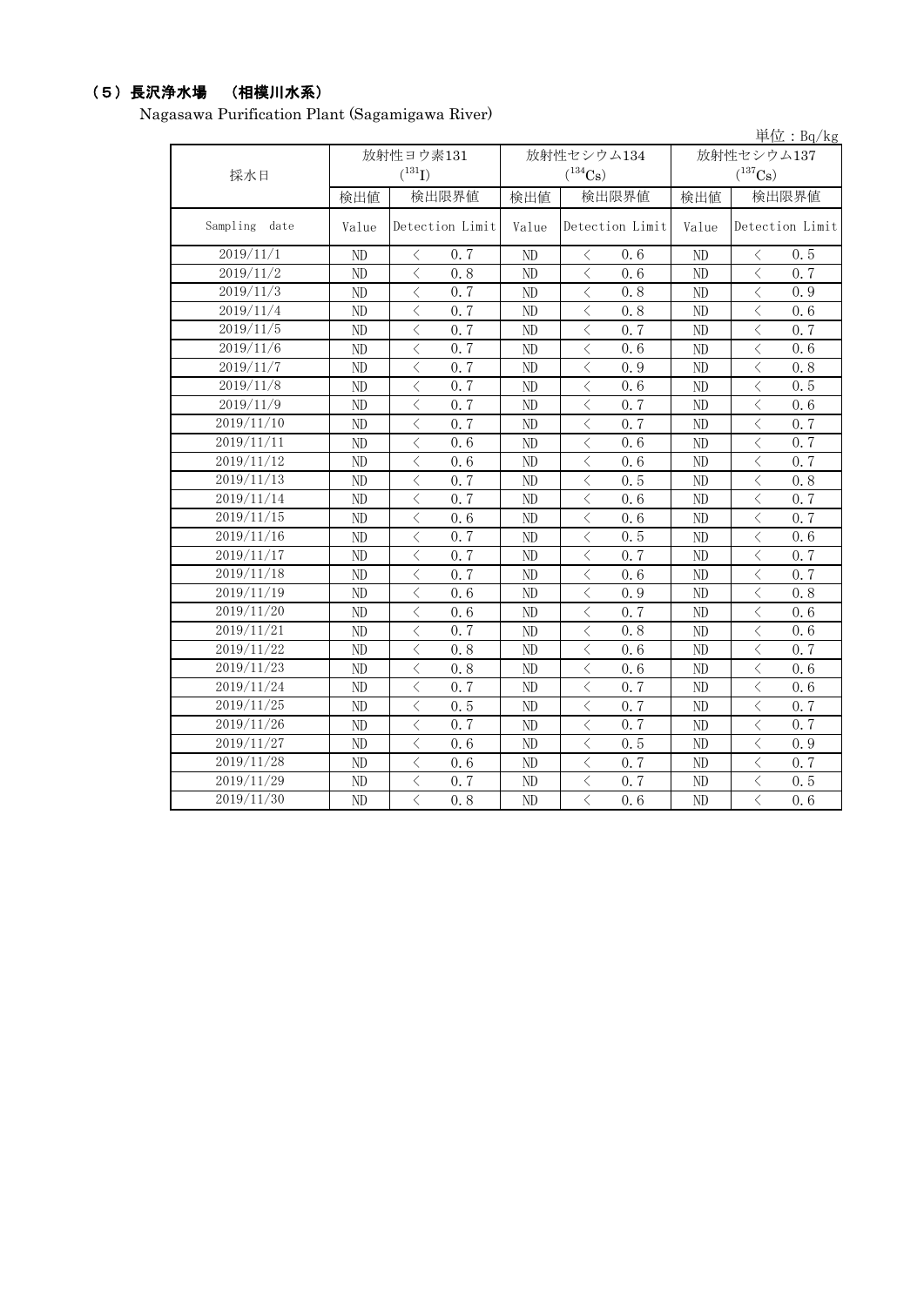## （5）長沢浄水場　（相模川水系）

Nagasawa Purification Plant (Sagamigawa River)

単位：Bq/kg

| 採水日 | 放射性ヨウ素131 ($^{131}I$) | | 放射性セシウム134 ($^{134}Cs$) | | 放射性セシウム137 ($^{137}Cs$) | |
|---|---|---|---|---|---|---|
| | 検出値 | 検出限界値 | 検出値 | 検出限界値 | 検出値 | 検出限界値 |
| Sampling date | Value | Detection Limit | Value | Detection Limit | Value | Detection Limit |
| 2019/11/1 | ND | ＜　0.7 | ND | ＜　0.6 | ND | ＜　0.5 |
| 2019/11/2 | ND | ＜　0.8 | ND | ＜　0.6 | ND | ＜　0.7 |
| 2019/11/3 | ND | ＜　0.7 | ND | ＜　0.8 | ND | ＜　0.9 |
| 2019/11/4 | ND | ＜　0.7 | ND | ＜　0.8 | ND | ＜　0.6 |
| 2019/11/5 | ND | ＜　0.7 | ND | ＜　0.7 | ND | ＜　0.7 |
| 2019/11/6 | ND | ＜　0.7 | ND | ＜　0.6 | ND | ＜　0.6 |
| 2019/11/7 | ND | ＜　0.7 | ND | ＜　0.9 | ND | ＜　0.8 |
| 2019/11/8 | ND | ＜　0.7 | ND | ＜　0.6 | ND | ＜　0.5 |
| 2019/11/9 | ND | ＜　0.7 | ND | ＜　0.7 | ND | ＜　0.6 |
| 2019/11/10 | ND | ＜　0.7 | ND | ＜　0.7 | ND | ＜　0.7 |
| 2019/11/11 | ND | ＜　0.6 | ND | ＜　0.6 | ND | ＜　0.7 |
| 2019/11/12 | ND | ＜　0.6 | ND | ＜　0.6 | ND | ＜　0.7 |
| 2019/11/13 | ND | ＜　0.7 | ND | ＜　0.5 | ND | ＜　0.8 |
| 2019/11/14 | ND | ＜　0.7 | ND | ＜　0.6 | ND | ＜　0.7 |
| 2019/11/15 | ND | ＜　0.6 | ND | ＜　0.6 | ND | ＜　0.7 |
| 2019/11/16 | ND | ＜　0.7 | ND | ＜　0.5 | ND | ＜　0.6 |
| 2019/11/17 | ND | ＜　0.7 | ND | ＜　0.7 | ND | ＜　0.7 |
| 2019/11/18 | ND | ＜　0.7 | ND | ＜　0.6 | ND | ＜　0.7 |
| 2019/11/19 | ND | ＜　0.6 | ND | ＜　0.9 | ND | ＜　0.8 |
| 2019/11/20 | ND | ＜　0.6 | ND | ＜　0.7 | ND | ＜　0.6 |
| 2019/11/21 | ND | ＜　0.7 | ND | ＜　0.8 | ND | ＜　0.6 |
| 2019/11/22 | ND | ＜　0.8 | ND | ＜　0.6 | ND | ＜　0.7 |
| 2019/11/23 | ND | ＜　0.8 | ND | ＜　0.6 | ND | ＜　0.6 |
| 2019/11/24 | ND | ＜　0.7 | ND | ＜　0.7 | ND | ＜　0.6 |
| 2019/11/25 | ND | ＜　0.5 | ND | ＜　0.7 | ND | ＜　0.7 |
| 2019/11/26 | ND | ＜　0.7 | ND | ＜　0.7 | ND | ＜　0.7 |
| 2019/11/27 | ND | ＜　0.6 | ND | ＜　0.5 | ND | ＜　0.9 |
| 2019/11/28 | ND | ＜　0.6 | ND | ＜　0.7 | ND | ＜　0.7 |
| 2019/11/29 | ND | ＜　0.7 | ND | ＜　0.7 | ND | ＜　0.5 |
| 2019/11/30 | ND | ＜　0.8 | ND | ＜　0.6 | ND | ＜　0.6 |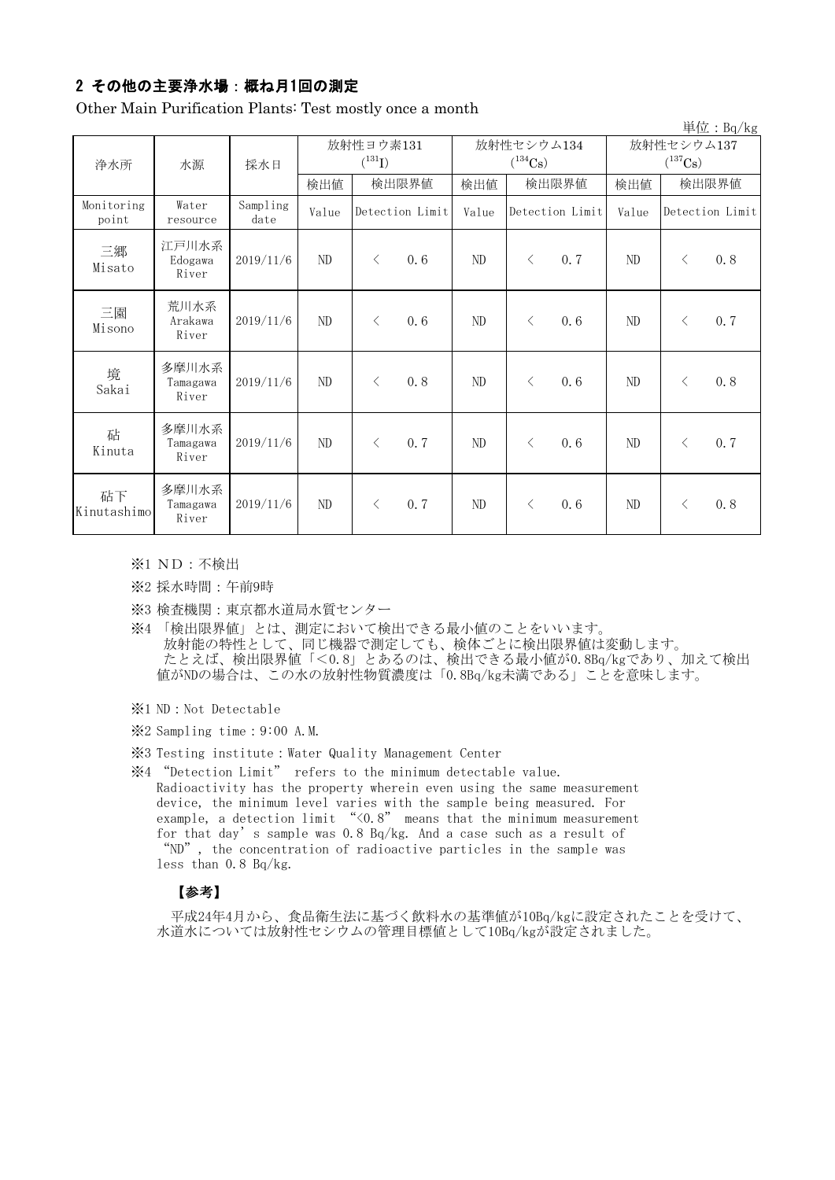## 2 その他の主要浄水場：概ね月1回の測定

Other Main Purification Plants: Test mostly once a month

単位：Bq/kg

| 浄水所 | 水源 | 採水日 | 放射性ヨウ素131 ($^{131}I$) | | 放射性セシウム134 ($^{134}Cs$) | | 放射性セシウム137 ($^{137}Cs$) | |
|---|---|---|---|---|---|---|---|---|
| | | | 検出値 | 検出限界値 | 検出値 | 検出限界値 | 検出値 | 検出限界値 |
| Monitoring point | Water resource | Sampling date | Value | Detection Limit | Value | Detection Limit | Value | Detection Limit |
| 三郷 Misato | 江戸川水系 Edogawa River | 2019/11/6 | ND | < 0.6 | ND | < 0.7 | ND | < 0.8 |
| 三園 Misono | 荒川水系 Arakawa River | 2019/11/6 | ND | < 0.6 | ND | < 0.6 | ND | < 0.7 |
| 境 Sakai | 多摩川水系 Tamagawa River | 2019/11/6 | ND | < 0.8 | ND | < 0.6 | ND | < 0.8 |
| 砧 Kinuta | 多摩川水系 Tamagawa River | 2019/11/6 | ND | < 0.7 | ND | < 0.6 | ND | < 0.7 |
| 砧下 Kinutashimo | 多摩川水系 Tamagawa River | 2019/11/6 | ND | < 0.7 | ND | < 0.6 | ND | < 0.8 |

※1 ＮＤ：不検出

※2 採水時間：午前9時

※3 検査機関：東京都水道局水質センター

※4 「検出限界値」とは、測定において検出できる最小値のことをいいます。
放射能の特性として、同じ機器で測定しても、検体ごとに検出限界値は変動します。
たとえば、検出限界値「<0.8」とあるのは、検出できる最小値が0.8Bq/kgであり、加えて検出値がNDの場合は、この水の放射性物質濃度は「0.8Bq/kg未満である」ことを意味します。

※1 ND：Not Detectable

※2 Sampling time：9:00 A.M.

※3 Testing institute：Water Quality Management Center

※4 "Detection Limit" refers to the minimum detectable value.
Radioactivity has the property wherein even using the same measurement device, the minimum level varies with the sample being measured. For example, a detection limit "<0.8" means that the minimum measurement for that day's sample was 0.8 Bq/kg. And a case such as a result of "ND", the concentration of radioactive particles in the sample was less than 0.8 Bq/kg.

【参考】

平成24年4月から、食品衛生法に基づく飲料水の基準値が10Bq/kgに設定されたことを受けて、水道水については放射性セシウムの管理目標値として10Bq/kgが設定されました。